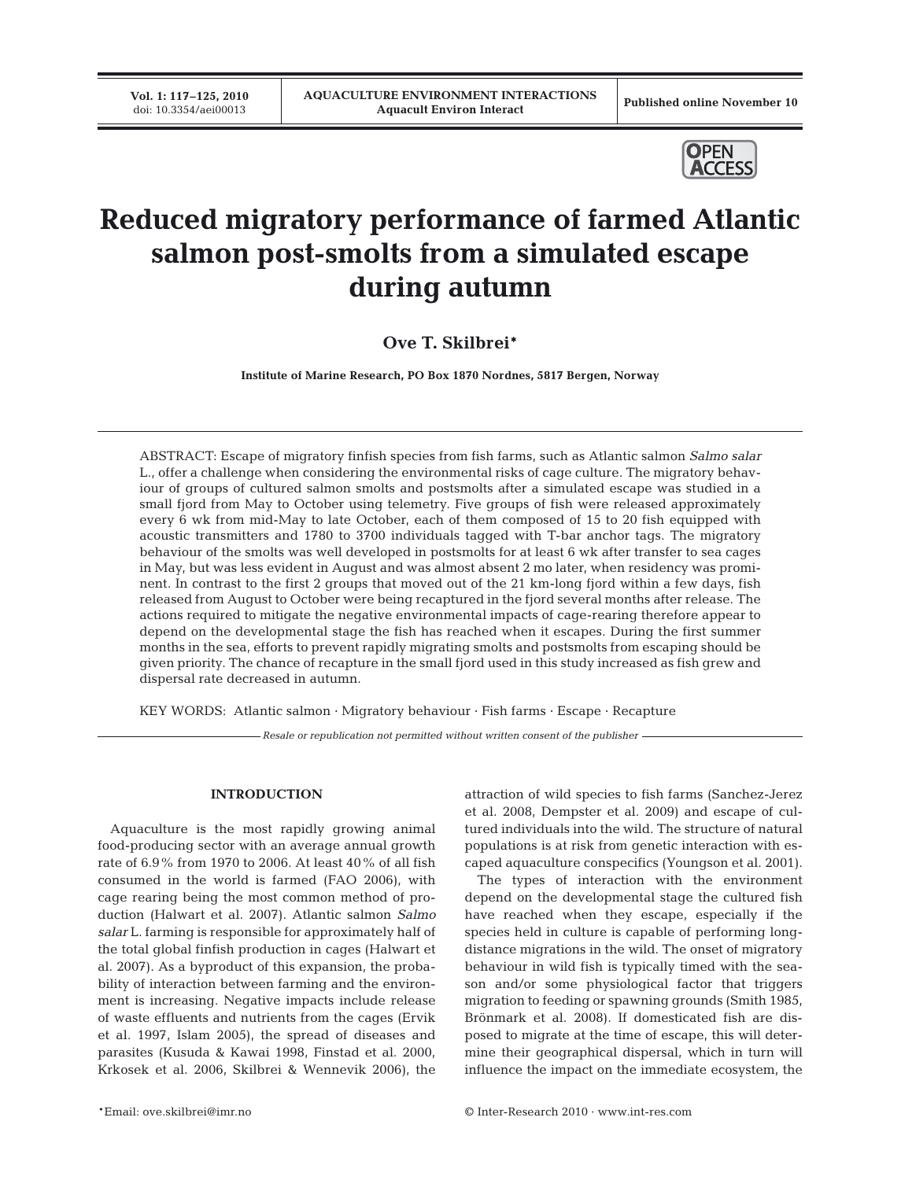# Reduced migratory performance of farmed Atlantic salmon post-smolts from a simulated escape during autumn

**Ove T. Skilbrei***

**Institute of Marine Research, PO Box 1870 Nordnes, 5817 Bergen, Norway**

ABSTRACT: Escape of migratory finfish species from fish farms, such as Atlantic salmon *Salmo salar* L., offer a challenge when considering the environmental risks of cage culture. The migratory behaviour of groups of cultured salmon smolts and postsmolts after a simulated escape was studied in a small fjord from May to October using telemetry. Five groups of fish were released approximately every 6 wk from mid-May to late October, each of them composed of 15 to 20 fish equipped with acoustic transmitters and 1780 to 3700 individuals tagged with T-bar anchor tags. The migratory behaviour of the smolts was well developed in postsmolts for at least 6 wk after transfer to sea cages in May, but was less evident in August and was almost absent 2 mo later, when residency was prominent. In contrast to the first 2 groups that moved out of the 21 km-long fjord within a few days, fish released from August to October were being recaptured in the fjord several months after release. The actions required to mitigate the negative environmental impacts of cage-rearing therefore appear to depend on the developmental stage the fish has reached when it escapes. During the first summer months in the sea, efforts to prevent rapidly migrating smolts and postsmolts from escaping should be given priority. The chance of recapture in the small fjord used in this study increased as fish grew and dispersal rate decreased in autumn.

KEY WORDS: Atlantic salmon · Migratory behaviour · Fish farms · Escape · Recapture

*Resale or republication not permitted without written consent of the publisher*

## INTRODUCTION

Aquaculture is the most rapidly growing animal food-producing sector with an average annual growth rate of 6.9% from 1970 to 2006. At least 40% of all fish consumed in the world is farmed (FAO 2006), with cage rearing being the most common method of production (Halwart et al. 2007). Atlantic salmon *Salmo salar* L. farming is responsible for approximately half of the total global finfish production in cages (Halwart et al. 2007). As a byproduct of this expansion, the probability of interaction between farming and the environment is increasing. Negative impacts include release of waste effluents and nutrients from the cages (Ervik et al. 1997, Islam 2005), the spread of diseases and parasites (Kusuda & Kawai 1998, Finstad et al. 2000, Krkosek et al. 2006, Skilbrei & Wennevik 2006), the attraction of wild species to fish farms (Sanchez-Jerez et al. 2008, Dempster et al. 2009) and escape of cultured individuals into the wild. The structure of natural populations is at risk from genetic interaction with escaped aquaculture conspecifics (Youngson et al. 2001).

The types of interaction with the environment depend on the developmental stage the cultured fish have reached when they escape, especially if the species held in culture is capable of performing long-distance migrations in the wild. The onset of migratory behaviour in wild fish is typically timed with the season and/or some physiological factor that triggers migration to feeding or spawning grounds (Smith 1985, Brönmark et al. 2008). If domesticated fish are disposed to migrate at the time of escape, this will determine their geographical dispersal, which in turn will influence the impact on the immediate ecosystem, the

*Email: ove.skilbrei@imr.no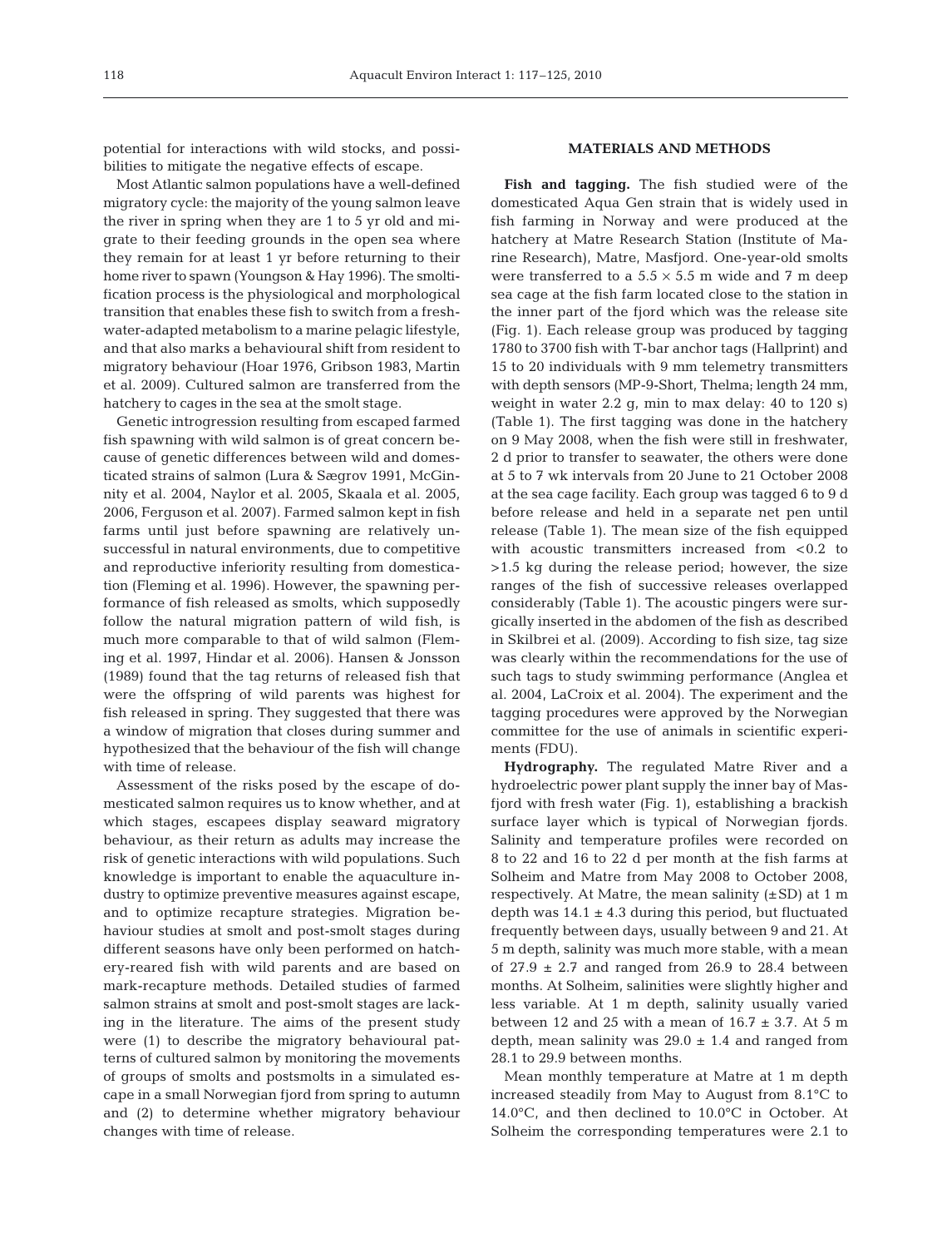potential for interactions with wild stocks, and possibilities to mitigate the negative effects of escape.

Most Atlantic salmon populations have a well-defined migratory cycle: the majority of the young salmon leave the river in spring when they are 1 to 5 yr old and migrate to their feeding grounds in the open sea where they remain for at least 1 yr before returning to their home river to spawn (Youngson & Hay 1996). The smoltification process is the physiological and morphological transition that enables these fish to switch from a freshwater-adapted metabolism to a marine pelagic lifestyle, and that also marks a behavioural shift from resident to migratory behaviour (Hoar 1976, Gribson 1983, Martin et al. 2009). Cultured salmon are transferred from the hatchery to cages in the sea at the smolt stage.

Genetic introgression resulting from escaped farmed fish spawning with wild salmon is of great concern because of genetic differences between wild and domesticated strains of salmon (Lura & Sægrov 1991, McGinnity et al. 2004, Naylor et al. 2005, Skaala et al. 2005, 2006, Ferguson et al. 2007). Farmed salmon kept in fish farms until just before spawning are relatively unsuccessful in natural environments, due to competitive and reproductive inferiority resulting from domestication (Fleming et al. 1996). However, the spawning performance of fish released as smolts, which supposedly follow the natural migration pattern of wild fish, is much more comparable to that of wild salmon (Fleming et al. 1997, Hindar et al. 2006). Hansen & Jonsson (1989) found that the tag returns of released fish that were the offspring of wild parents was highest for fish released in spring. They suggested that there was a window of migration that closes during summer and hypothesized that the behaviour of the fish will change with time of release.

Assessment of the risks posed by the escape of domesticated salmon requires us to know whether, and at which stages, escapees display seaward migratory behaviour, as their return as adults may increase the risk of genetic interactions with wild populations. Such knowledge is important to enable the aquaculture industry to optimize preventive measures against escape, and to optimize recapture strategies. Migration behaviour studies at smolt and post-smolt stages during different seasons have only been performed on hatchery-reared fish with wild parents and are based on mark-recapture methods. Detailed studies of farmed salmon strains at smolt and post-smolt stages are lacking in the literature. The aims of the present study were (1) to describe the migratory behavioural patterns of cultured salmon by monitoring the movements of groups of smolts and postsmolts in a simulated escape in a small Norwegian fjord from spring to autumn and (2) to determine whether migratory behaviour changes with time of release.

## MATERIALS AND METHODS

**Fish and tagging.** The fish studied were of the domesticated Aqua Gen strain that is widely used in fish farming in Norway and were produced at the hatchery at Matre Research Station (Institute of Marine Research), Matre, Masfjord. One-year-old smolts were transferred to a $5.5 \times 5.5$ m wide and 7 m deep sea cage at the fish farm located close to the station in the inner part of the fjord which was the release site (Fig. 1). Each release group was produced by tagging 1780 to 3700 fish with T-bar anchor tags (Hallprint) and 15 to 20 individuals with 9 mm telemetry transmitters with depth sensors (MP-9-Short, Thelma; length 24 mm, weight in water 2.2 g, min to max delay: 40 to 120 s) (Table 1). The first tagging was done in the hatchery on 9 May 2008, when the fish were still in freshwater, 2 d prior to transfer to seawater, the others were done at 5 to 7 wk intervals from 20 June to 21 October 2008 at the sea cage facility. Each group was tagged 6 to 9 d before release and held in a separate net pen until release (Table 1). The mean size of the fish equipped with acoustic transmitters increased from <0.2 to >1.5 kg during the release period; however, the size ranges of the fish of successive releases overlapped considerably (Table 1). The acoustic pingers were surgically inserted in the abdomen of the fish as described in Skilbrei et al. (2009). According to fish size, tag size was clearly within the recommendations for the use of such tags to study swimming performance (Anglea et al. 2004, LaCroix et al. 2004). The experiment and the tagging procedures were approved by the Norwegian committee for the use of animals in scientific experiments (FDU).

**Hydrography.** The regulated Matre River and a hydroelectric power plant supply the inner bay of Masfjord with fresh water (Fig. 1), establishing a brackish surface layer which is typical of Norwegian fjords. Salinity and temperature profiles were recorded on 8 to 22 and 16 to 22 d per month at the fish farms at Solheim and Matre from May 2008 to October 2008, respectively. At Matre, the mean salinity (±SD) at 1 m depth was $14.1 \pm 4.3$ during this period, but fluctuated frequently between days, usually between 9 and 21. At 5 m depth, salinity was much more stable, with a mean of $27.9 \pm 2.7$ and ranged from 26.9 to 28.4 between months. At Solheim, salinities were slightly higher and less variable. At 1 m depth, salinity usually varied between 12 and 25 with a mean of $16.7 \pm 3.7$. At 5 m depth, mean salinity was $29.0 \pm 1.4$ and ranged from 28.1 to 29.9 between months.

Mean monthly temperature at Matre at 1 m depth increased steadily from May to August from 8.1°C to 14.0°C, and then declined to 10.0°C in October. At Solheim the corresponding temperatures were 2.1 to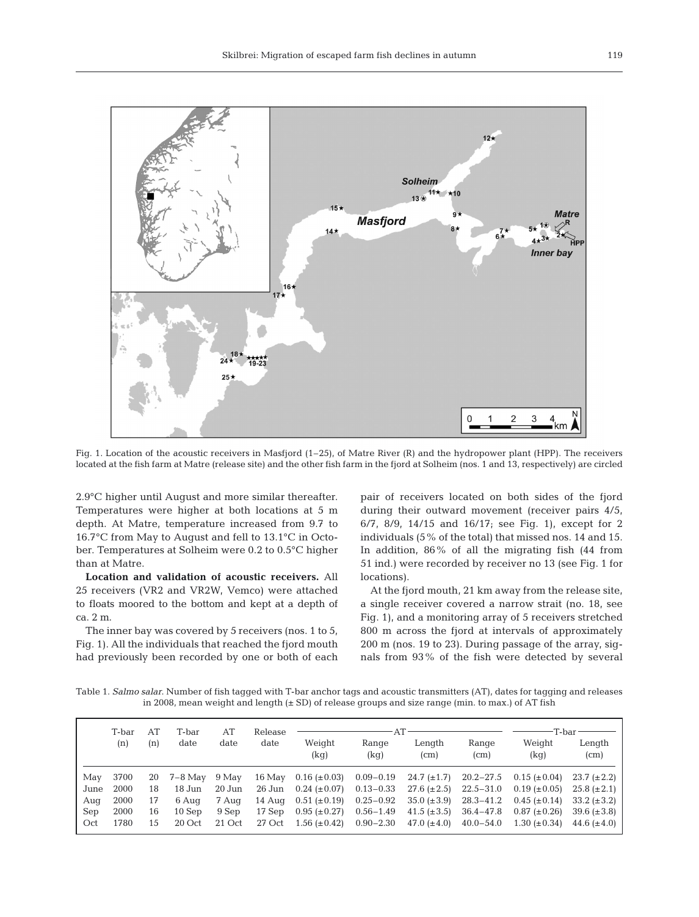Fig. 1. Location of the acoustic receivers in Masfjord (1–25), of Matre River (R) and the hydropower plant (HPP). The receivers located at the fish farm at Matre (release site) and the other fish farm in the fjord at Solheim (nos. 1 and 13, respectively) are circled

2.9°C higher until August and more similar thereafter. Temperatures were higher at both locations at 5 m depth. At Matre, temperature increased from 9.7 to 16.7°C from May to August and fell to 13.1°C in October. Temperatures at Solheim were 0.2 to 0.5°C higher than at Matre.

**Location and validation of acoustic receivers.** All 25 receivers (VR2 and VR2W, Vemco) were attached to floats moored to the bottom and kept at a depth of ca. 2 m.

The inner bay was covered by 5 receivers (nos. 1 to 5, Fig. 1). All the individuals that reached the fjord mouth had previously been recorded by one or both of each pair of receivers located on both sides of the fjord during their outward movement (receiver pairs 4/5, 6/7, 8/9, 14/15 and 16/17; see Fig. 1), except for 2 individuals (5% of the total) that missed nos. 14 and 15. In addition, 86% of all the migrating fish (44 from 51 ind.) were recorded by receiver no 13 (see Fig. 1 for locations).

At the fjord mouth, 21 km away from the release site, a single receiver covered a narrow strait (no. 18, see Fig. 1), and a monitoring array of 5 receivers stretched 800 m across the fjord at intervals of approximately 200 m (nos. 19 to 23). During passage of the array, signals from 93% of the fish were detected by several

Table 1. *Salmo salar*. Number of fish tagged with T-bar anchor tags and acoustic transmitters (AT), dates for tagging and releases in 2008, mean weight and length (± SD) of release groups and size range (min. to max.) of AT fish

| | T-bar (n) | AT (n) | T-bar date | AT date | Release date | AT | | | | T-bar | |
|---|---|---|---|---|---|---|---|---|---|---|---|
| | | | | | | Weight (kg) | Range (kg) | Length (cm) | Range (cm) | Weight (kg) | Length (cm) |
| May | 3700 | 20 | 7–8 May | 9 May | 16 May | 0.16 (±0.03) | 0.09–0.19 | 24.7 (±1.7) | 20.2–27.5 | 0.15 (±0.04) | 23.7 (±2.2) |
| June | 2000 | 18 | 18 Jun | 20 Jun | 26 Jun | 0.24 (±0.07) | 0.13–0.33 | 27.6 (±2.5) | 22.5–31.0 | 0.19 (±0.05) | 25.8 (±2.1) |
| Aug | 2000 | 17 | 6 Aug | 7 Aug | 14 Aug | 0.51 (±0.19) | 0.25–0.92 | 35.0 (±3.9) | 28.3–41.2 | 0.45 (±0.14) | 33.2 (±3.2) |
| Sep | 2000 | 16 | 10 Sep | 9 Sep | 17 Sep | 0.95 (±0.27) | 0.56–1.49 | 41.5 (±3.5) | 36.4–47.8 | 0.87 (±0.26) | 39.6 (±3.8) |
| Oct | 1780 | 15 | 20 Oct | 21 Oct | 27 Oct | 1.56 (±0.42) | 0.90–2.30 | 47.0 (±4.0) | 40.0–54.0 | 1.30 (±0.34) | 44.6 (±4.0) |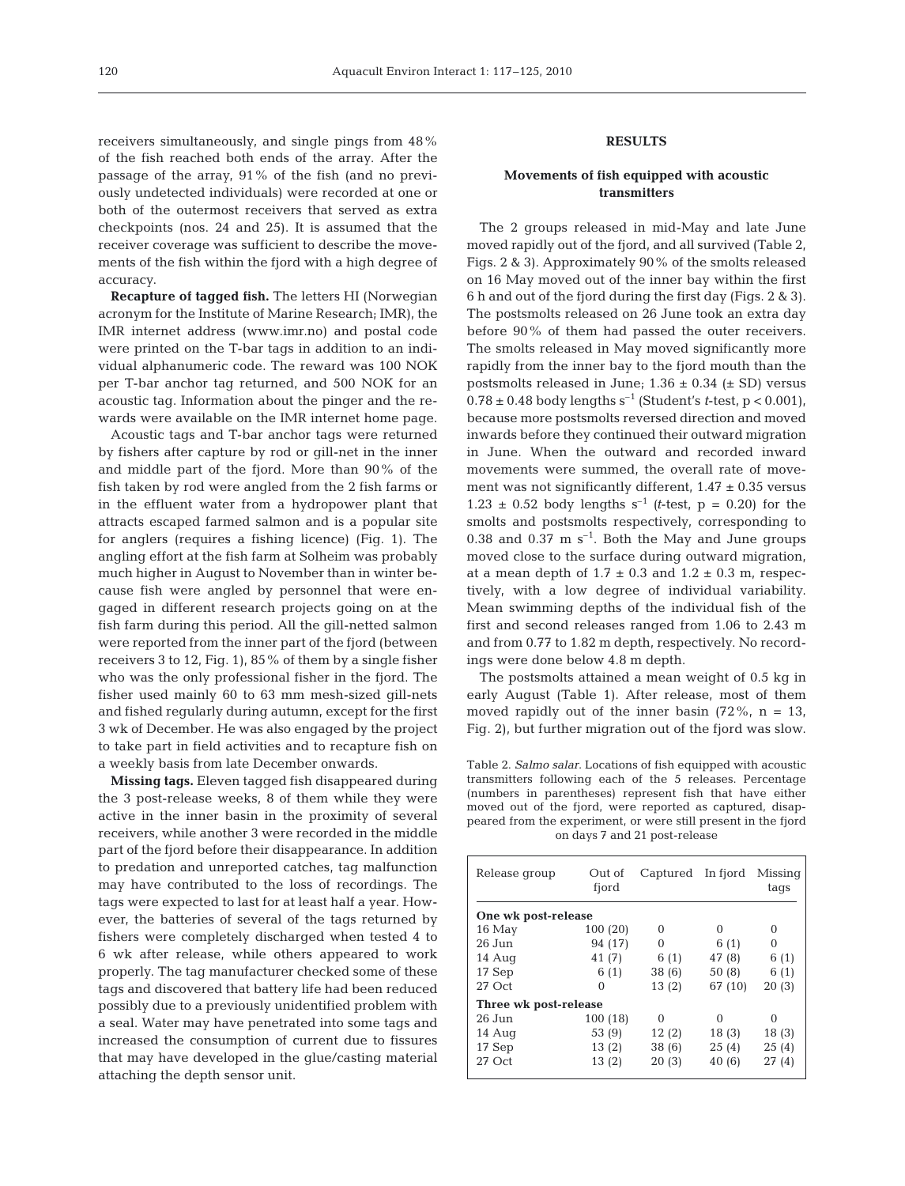receivers simultaneously, and single pings from 48% of the fish reached both ends of the array. After the passage of the array, 91% of the fish (and no previously undetected individuals) were recorded at one or both of the outermost receivers that served as extra checkpoints (nos. 24 and 25). It is assumed that the receiver coverage was sufficient to describe the movements of the fish within the fjord with a high degree of accuracy.

**Recapture of tagged fish.** The letters HI (Norwegian acronym for the Institute of Marine Research; IMR), the IMR internet address (www.imr.no) and postal code were printed on the T-bar tags in addition to an individual alphanumeric code. The reward was 100 NOK per T-bar anchor tag returned, and 500 NOK for an acoustic tag. Information about the pinger and the rewards were available on the IMR internet home page.

Acoustic tags and T-bar anchor tags were returned by fishers after capture by rod or gill-net in the inner and middle part of the fjord. More than 90% of the fish taken by rod were angled from the 2 fish farms or in the effluent water from a hydropower plant that attracts escaped farmed salmon and is a popular site for anglers (requires a fishing licence) (Fig. 1). The angling effort at the fish farm at Solheim was probably much higher in August to November than in winter because fish were angled by personnel that were engaged in different research projects going on at the fish farm during this period. All the gill-netted salmon were reported from the inner part of the fjord (between receivers 3 to 12, Fig. 1), 85% of them by a single fisher who was the only professional fisher in the fjord. The fisher used mainly 60 to 63 mm mesh-sized gill-nets and fished regularly during autumn, except for the first 3 wk of December. He was also engaged by the project to take part in field activities and to recapture fish on a weekly basis from late December onwards.

**Missing tags.** Eleven tagged fish disappeared during the 3 post-release weeks, 8 of them while they were active in the inner basin in the proximity of several receivers, while another 3 were recorded in the middle part of the fjord before their disappearance. In addition to predation and unreported catches, tag malfunction may have contributed to the loss of recordings. The tags were expected to last for at least half a year. However, the batteries of several of the tags returned by fishers were completely discharged when tested 4 to 6 wk after release, while others appeared to work properly. The tag manufacturer checked some of these tags and discovered that battery life had been reduced possibly due to a previously unidentified problem with a seal. Water may have penetrated into some tags and increased the consumption of current due to fissures that may have developed in the glue/casting material attaching the depth sensor unit.

## RESULTS

### Movements of fish equipped with acoustic transmitters

The 2 groups released in mid-May and late June moved rapidly out of the fjord, and all survived (Table 2, Figs. 2 & 3). Approximately 90% of the smolts released on 16 May moved out of the inner bay within the first 6 h and out of the fjord during the first day (Figs. 2 & 3). The postsmolts released on 26 June took an extra day before 90% of them had passed the outer receivers. The smolts released in May moved significantly more rapidly from the inner bay to the fjord mouth than the postsmolts released in June; 1.36 ± 0.34 (± SD) versus 0.78 ± 0.48 body lengths $s^{-1}$ (Student's *t*-test, $p < 0.001$), because more postsmolts reversed direction and moved inwards before they continued their outward migration in June. When the outward and recorded inward movements were summed, the overall rate of movement was not significantly different, 1.47 ± 0.35 versus 1.23 ± 0.52 body lengths $s^{-1}$ (*t*-test, $p = 0.20$) for the smolts and postsmolts respectively, corresponding to 0.38 and 0.37 m $s^{-1}$. Both the May and June groups moved close to the surface during outward migration, at a mean depth of 1.7 ± 0.3 and 1.2 ± 0.3 m, respectively, with a low degree of individual variability. Mean swimming depths of the individual fish of the first and second releases ranged from 1.06 to 2.43 m and from 0.77 to 1.82 m depth, respectively. No recordings were done below 4.8 m depth.

The postsmolts attained a mean weight of 0.5 kg in early August (Table 1). After release, most of them moved rapidly out of the inner basin (72%, n = 13, Fig. 2), but further migration out of the fjord was slow.

Table 2. *Salmo salar*. Locations of fish equipped with acoustic transmitters following each of the 5 releases. Percentage (numbers in parentheses) represent fish that have either moved out of the fjord, were reported as captured, disappeared from the experiment, or were still present in the fjord on days 7 and 21 post-release

| Release group | Out of fjord | Captured | In fjord | Missing tags |
|---|---|---|---|---|
| **One wk post-release** | | | | |
| 16 May | 100 (20) | 0 | 0 | 0 |
| 26 Jun | 94 (17) | 0 | 6 (1) | 0 |
| 14 Aug | 41 (7) | 6 (1) | 47 (8) | 6 (1) |
| 17 Sep | 6 (1) | 38 (6) | 50 (8) | 6 (1) |
| 27 Oct | 0 | 13 (2) | 67 (10) | 20 (3) |
| **Three wk post-release** | | | | |
| 26 Jun | 100 (18) | 0 | 0 | 0 |
| 14 Aug | 53 (9) | 12 (2) | 18 (3) | 18 (3) |
| 17 Sep | 13 (2) | 38 (6) | 25 (4) | 25 (4) |
| 27 Oct | 13 (2) | 20 (3) | 40 (6) | 27 (4) |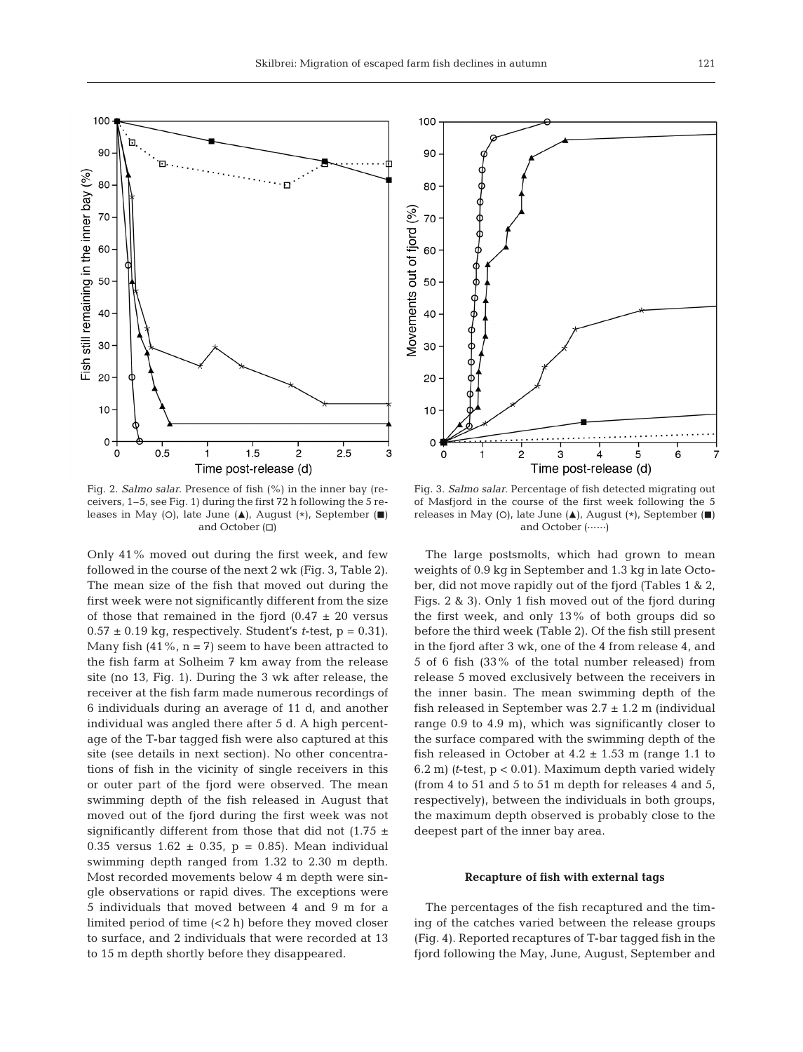Fig. 2. *Salmo salar*. Presence of fish (%) in the inner bay (receivers, 1–5, see Fig. 1) during the first 72 h following the 5 releases in May (○), late June (▲), August (*), September (■) and October (□)

Fig. 3. *Salmo salar*. Percentage of fish detected migrating out of Masfjord in the course of the first week following the 5 releases in May (○), late June (▲), August (*), September (■) and October (······)

Only 41% moved out during the first week, and few followed in the course of the next 2 wk (Fig. 3, Table 2). The mean size of the fish that moved out during the first week were not significantly different from the size of those that remained in the fjord ($0.47 \pm 20$ versus $0.57 \pm 0.19$ kg, respectively. Student's *t*-test, $p = 0.31$). Many fish (41%, $n = 7$) seem to have been attracted to the fish farm at Solheim 7 km away from the release site (no 13, Fig. 1). During the 3 wk after release, the receiver at the fish farm made numerous recordings of 6 individuals during an average of 11 d, and another individual was angled there after 5 d. A high percentage of the T-bar tagged fish were also captured at this site (see details in next section). No other concentrations of fish in the vicinity of single receivers in this or outer part of the fjord were observed. The mean swimming depth of the fish released in August that moved out of the fjord during the first week was not significantly different from those that did not ($1.75 \pm 0.35$ versus $1.62 \pm 0.35$, $p = 0.85$). Mean individual swimming depth ranged from 1.32 to 2.30 m depth. Most recorded movements below 4 m depth were single observations or rapid dives. The exceptions were 5 individuals that moved between 4 and 9 m for a limited period of time (<2 h) before they moved closer to surface, and 2 individuals that were recorded at 13 to 15 m depth shortly before they disappeared.

The large postsmolts, which had grown to mean weights of 0.9 kg in September and 1.3 kg in late October, did not move rapidly out of the fjord (Tables 1 & 2, Figs. 2 & 3). Only 1 fish moved out of the fjord during the first week, and only 13% of both groups did so before the third week (Table 2). Of the fish still present in the fjord after 3 wk, one of the 4 from release 4, and 5 of 6 fish (33% of the total number released) from release 5 moved exclusively between the receivers in the inner basin. The mean swimming depth of the fish released in September was $2.7 \pm 1.2$ m (individual range 0.9 to 4.9 m), which was significantly closer to the surface compared with the swimming depth of the fish released in October at $4.2 \pm 1.53$ m (range 1.1 to 6.2 m) (*t*-test, $p < 0.01$). Maximum depth varied widely (from 4 to 51 and 5 to 51 m depth for releases 4 and 5, respectively), between the individuals in both groups, the maximum depth observed is probably close to the deepest part of the inner bay area.

### Recapture of fish with external tags

The percentages of the fish recaptured and the timing of the catches varied between the release groups (Fig. 4). Reported recaptures of T-bar tagged fish in the fjord following the May, June, August, September and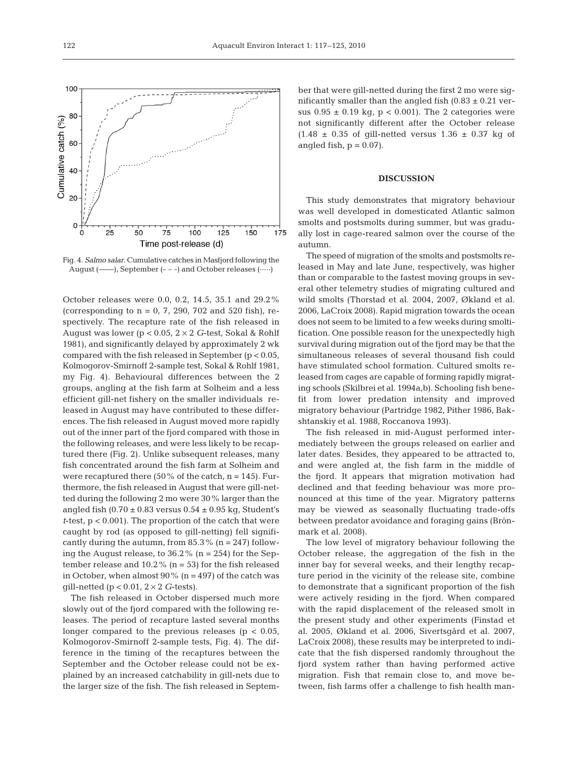Fig. 4. *Salmo salar*. Cumulative catches in Masfjord following the August (——), September (– – –) and October releases (·····)

October releases were 0.0, 0.2, 14.5, 35.1 and 29.2% (corresponding to n = 0, 7, 290, 702 and 520 fish), respectively. The recapture rate of the fish released in August was lower ($p < 0.05$, $2 \times 2$ *G*-test, Sokal & Rohlf 1981), and significantly delayed by approximately 2 wk compared with the fish released in September ($p < 0.05$, Kolmogorov-Smirnoff 2-sample test, Sokal & Rohlf 1981, my Fig. 4). Behavioural differences between the 2 groups, angling at the fish farm at Solheim and a less efficient gill-net fishery on the smaller individuals released in August may have contributed to these differences. The fish released in August moved more rapidly out of the inner part of the fjord compared with those in the following releases, and were less likely to be recaptured there (Fig. 2). Unlike subsequent releases, many fish concentrated around the fish farm at Solheim and were recaptured there (50% of the catch, n = 145). Furthermore, the fish released in August that were gill-netted during the following 2 mo were 30% larger than the angled fish (0.70 ± 0.83 versus 0.54 ± 0.95 kg, Student's *t*-test, $p < 0.001$). The proportion of the catch that were caught by rod (as opposed to gill-netting) fell significantly during the autumn, from 85.3% (n = 247) following the August release, to 36.2% (n = 254) for the September release and 10.2% (n = 53) for the fish released in October, when almost 90% (n = 497) of the catch was gill-netted ($p < 0.01$, $2 \times 2$ *G*-tests).

The fish released in October dispersed much more slowly out of the fjord compared with the following releases. The period of recapture lasted several months longer compared to the previous releases ($p < 0.05$, Kolmogorov-Smirnoff 2-sample tests, Fig. 4). The difference in the timing of the recaptures between the September and the October release could not be explained by an increased catchability in gill-nets due to the larger size of the fish. The fish released in September that were gill-netted during the first 2 mo were significantly smaller than the angled fish (0.83 ± 0.21 versus 0.95 ± 0.19 kg, $p < 0.001$). The 2 categories were not significantly different after the October release (1.48 ± 0.35 of gill-netted versus 1.36 ± 0.37 kg of angled fish, $p = 0.07$).

## DISCUSSION

This study demonstrates that migratory behaviour was well developed in domesticated Atlantic salmon smolts and postsmolts during summer, but was gradually lost in cage-reared salmon over the course of the autumn.

The speed of migration of the smolts and postsmolts released in May and late June, respectively, was higher than or comparable to the fastest moving groups in several other telemetry studies of migrating cultured and wild smolts (Thorstad et al. 2004, 2007, Økland et al. 2006, LaCroix 2008). Rapid migration towards the ocean does not seem to be limited to a few weeks during smoltification. One possible reason for the unexpectedly high survival during migration out of the fjord may be that the simultaneous releases of several thousand fish could have stimulated school formation. Cultured smolts released from cages are capable of forming rapidly migrating schools (Skilbrei et al. 1994a,b). Schooling fish benefit from lower predation intensity and improved migratory behaviour (Partridge 1982, Pither 1986, Bakshtanskiy et al. 1988, Roccanova 1993).

The fish released in mid-August performed intermediately between the groups released on earlier and later dates. Besides, they appeared to be attracted to, and were angled at, the fish farm in the middle of the fjord. It appears that migration motivation had declined and that feeding behaviour was more pronounced at this time of the year. Migratory patterns may be viewed as seasonally fluctuating trade-offs between predator avoidance and foraging gains (Brönmark et al. 2008).

The low level of migratory behaviour following the October release, the aggregation of the fish in the inner bay for several weeks, and their lengthy recapture period in the vicinity of the release site, combine to demonstrate that a significant proportion of the fish were actively residing in the fjord. When compared with the rapid displacement of the released smolt in the present study and other experiments (Finstad et al. 2005, Økland et al. 2006, Sivertsgård et al. 2007, LaCroix 2008), these results may be interpreted to indicate that the fish dispersed randomly throughout the fjord system rather than having performed active migration. Fish that remain close to, and move between, fish farms offer a challenge to fish health man-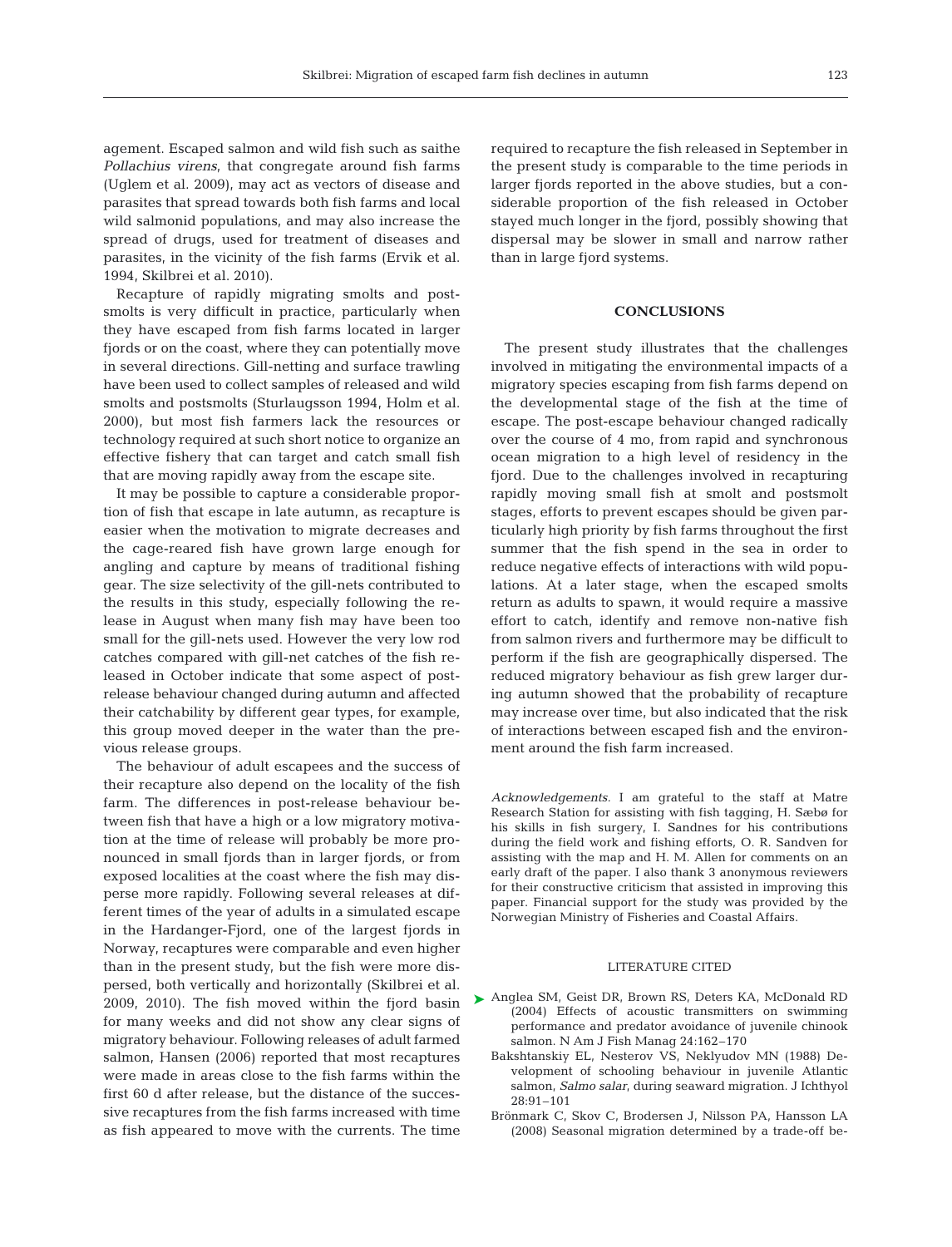agement. Escaped salmon and wild fish such as saithe *Pollachius virens*, that congregate around fish farms (Uglem et al. 2009), may act as vectors of disease and parasites that spread towards both fish farms and local wild salmonid populations, and may also increase the spread of drugs, used for treatment of diseases and parasites, in the vicinity of the fish farms (Ervik et al. 1994, Skilbrei et al. 2010).

Recapture of rapidly migrating smolts and postsmolts is very difficult in practice, particularly when they have escaped from fish farms located in larger fjords or on the coast, where they can potentially move in several directions. Gill-netting and surface trawling have been used to collect samples of released and wild smolts and postsmolts (Sturlaugsson 1994, Holm et al. 2000), but most fish farmers lack the resources or technology required at such short notice to organize an effective fishery that can target and catch small fish that are moving rapidly away from the escape site.

It may be possible to capture a considerable proportion of fish that escape in late autumn, as recapture is easier when the motivation to migrate decreases and the cage-reared fish have grown large enough for angling and capture by means of traditional fishing gear. The size selectivity of the gill-nets contributed to the results in this study, especially following the release in August when many fish may have been too small for the gill-nets used. However the very low rod catches compared with gill-net catches of the fish released in October indicate that some aspect of post-release behaviour changed during autumn and affected their catchability by different gear types, for example, this group moved deeper in the water than the previous release groups.

The behaviour of adult escapees and the success of their recapture also depend on the locality of the fish farm. The differences in post-release behaviour between fish that have a high or a low migratory motivation at the time of release will probably be more pronounced in small fjords than in larger fjords, or from exposed localities at the coast where the fish may disperse more rapidly. Following several releases at different times of the year of adults in a simulated escape in the Hardanger-Fjord, one of the largest fjords in Norway, recaptures were comparable and even higher than in the present study, but the fish were more dispersed, both vertically and horizontally (Skilbrei et al. 2009, 2010). The fish moved within the fjord basin for many weeks and did not show any clear signs of migratory behaviour. Following releases of adult farmed salmon, Hansen (2006) reported that most recaptures were made in areas close to the fish farms within the first 60 d after release, but the distance of the successive recaptures from the fish farms increased with time as fish appeared to move with the currents. The time required to recapture the fish released in September in the present study is comparable to the time periods in larger fjords reported in the above studies, but a considerable proportion of the fish released in October stayed much longer in the fjord, possibly showing that dispersal may be slower in small and narrow rather than in large fjord systems.

## CONCLUSIONS

The present study illustrates that the challenges involved in mitigating the environmental impacts of a migratory species escaping from fish farms depend on the developmental stage of the fish at the time of escape. The post-escape behaviour changed radically over the course of 4 mo, from rapid and synchronous ocean migration to a high level of residency in the fjord. Due to the challenges involved in recapturing rapidly moving small fish at smolt and postsmolt stages, efforts to prevent escapes should be given particularly high priority by fish farms throughout the first summer that the fish spend in the sea in order to reduce negative effects of interactions with wild populations. At a later stage, when the escaped smolts return as adults to spawn, it would require a massive effort to catch, identify and remove non-native fish from salmon rivers and furthermore may be difficult to perform if the fish are geographically dispersed. The reduced migratory behaviour as fish grew larger during autumn showed that the probability of recapture may increase over time, but also indicated that the risk of interactions between escaped fish and the environment around the fish farm increased.

*Acknowledgements*. I am grateful to the staff at Matre Research Station for assisting with fish tagging, H. Sæbø for his skills in fish surgery, I. Sandnes for his contributions during the field work and fishing efforts, O. R. Sandven for assisting with the map and H. M. Allen for comments on an early draft of the paper. I also thank 3 anonymous reviewers for their constructive criticism that assisted in improving this paper. Financial support for the study was provided by the Norwegian Ministry of Fisheries and Coastal Affairs.

## LITERATURE CITED

Anglea SM, Geist DR, Brown RS, Deters KA, McDonald RD (2004) Effects of acoustic transmitters on swimming performance and predator avoidance of juvenile chinook salmon. N Am J Fish Manag 24:162–170

Bakshtanskiy EL, Nesterov VS, Neklyudov MN (1988) Development of schooling behaviour in juvenile Atlantic salmon, *Salmo salar*, during seaward migration. J Ichthyol 28:91–101

Brönmark C, Skov C, Brodersen J, Nilsson PA, Hansson LA (2008) Seasonal migration determined by a trade-off be-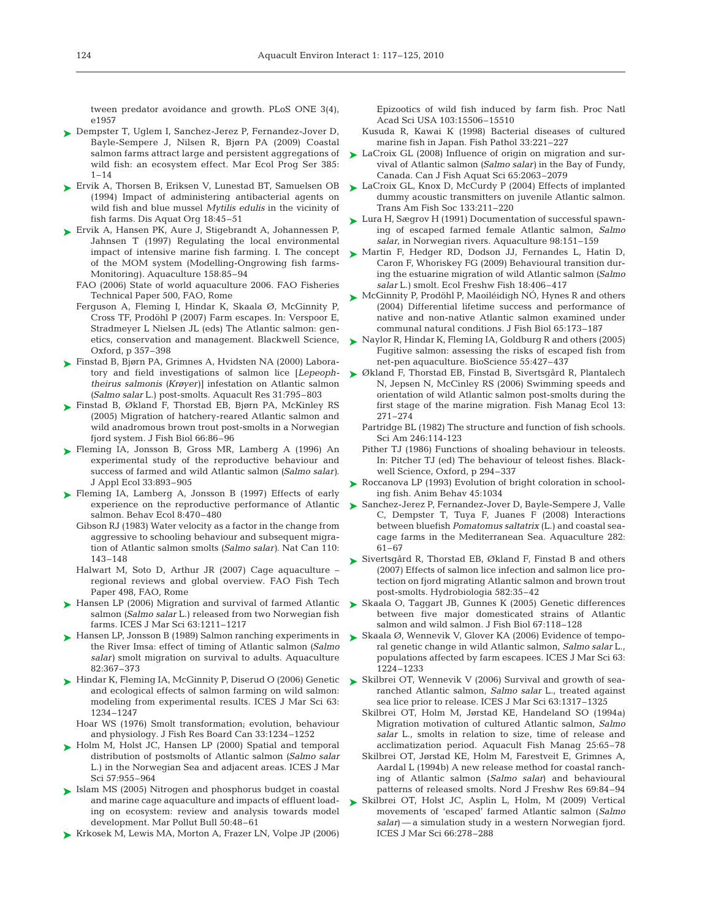tween predator avoidance and growth. PLoS ONE 3(4), e1957

Dempster T, Uglem I, Sanchez-Jerez P, Fernandez-Jover D, Bayle-Sempere J, Nilsen R, Bjørn PA (2009) Coastal salmon farms attract large and persistent aggregations of wild fish: an ecosystem effect. Mar Ecol Prog Ser 385: 1–14

Ervik A, Thorsen B, Eriksen V, Lunestad BT, Samuelsen OB (1994) Impact of administering antibacterial agents on wild fish and blue mussel *Mytilis edulis* in the vicinity of fish farms. Dis Aquat Org 18:45–51

Ervik A, Hansen PK, Aure J, Stigebrandt A, Johannessen P, Jahnsen T (1997) Regulating the local environmental impact of intensive marine fish farming. I. The concept of the MOM system (Modelling-Ongrowing fish farms-Monitoring). Aquaculture 158:85–94

FAO (2006) State of world aquaculture 2006. FAO Fisheries Technical Paper 500, FAO, Rome

Ferguson A, Fleming I, Hindar K, Skaala Ø, McGinnity P, Cross TF, Prodöhl P (2007) Farm escapes. In: Verspoor E, Stradmeyer L Nielsen JL (eds) The Atlantic salmon: genetics, conservation and management. Blackwell Science, Oxford, p 357–398

Finstad B, Bjørn PA, Grimnes A, Hvidsten NA (2000) Laboratory and field investigations of salmon lice [*Lepeophtheirus salmonis* (*Krøyer*)] infestation on Atlantic salmon (*Salmo salar* L.) post-smolts. Aquacult Res 31:795–803

Finstad B, Økland F, Thorstad EB, Bjørn PA, McKinley RS (2005) Migration of hatchery-reared Atlantic salmon and wild anadromous brown trout post-smolts in a Norwegian fjord system. J Fish Biol 66:86–96

Fleming IA, Jonsson B, Gross MR, Lamberg A (1996) An experimental study of the reproductive behaviour and success of farmed and wild Atlantic salmon (*Salmo salar*). J Appl Ecol 33:893–905

Fleming IA, Lamberg A, Jonsson B (1997) Effects of early experience on the reproductive performance of Atlantic salmon. Behav Ecol 8:470–480

Gibson RJ (1983) Water velocity as a factor in the change from aggressive to schooling behaviour and subsequent migration of Atlantic salmon smolts (*Salmo salar*). Nat Can 110: 143–148

Halwart M, Soto D, Arthur JR (2007) Cage aquaculture – regional reviews and global overview. FAO Fish Tech Paper 498, FAO, Rome

Hansen LP (2006) Migration and survival of farmed Atlantic salmon (*Salmo salar* L.) released from two Norwegian fish farms. ICES J Mar Sci 63:1211–1217

Hansen LP, Jonsson B (1989) Salmon ranching experiments in the River Imsa: effect of timing of Atlantic salmon (*Salmo salar*) smolt migration on survival to adults. Aquaculture 82:367–373

Hindar K, Fleming IA, McGinnity P, Diserud O (2006) Genetic and ecological effects of salmon farming on wild salmon: modeling from experimental results. ICES J Mar Sci 63: 1234–1247

Hoar WS (1976) Smolt transformation; evolution, behaviour and physiology. J Fish Res Board Can 33:1234–1252

Holm M, Holst JC, Hansen LP (2000) Spatial and temporal distribution of postsmolts of Atlantic salmon (*Salmo salar* L.) in the Norwegian Sea and adjacent areas. ICES J Mar Sci 57:955–964

Islam MS (2005) Nitrogen and phosphorus budget in coastal and marine cage aquaculture and impacts of effluent loading on ecosystem: review and analysis towards model development. Mar Pollut Bull 50:48–61

Krkosek M, Lewis MA, Morton A, Frazer LN, Volpe JP (2006) Epizootics of wild fish induced by farm fish. Proc Natl Acad Sci USA 103:15506–15510

Kusuda R, Kawai K (1998) Bacterial diseases of cultured marine fish in Japan. Fish Pathol 33:221–227

LaCroix GL (2008) Influence of origin on migration and survival of Atlantic salmon (*Salmo salar*) in the Bay of Fundy, Canada. Can J Fish Aquat Sci 65:2063–2079

LaCroix GL, Knox D, McCurdy P (2004) Effects of implanted dummy acoustic transmitters on juvenile Atlantic salmon. Trans Am Fish Soc 133:211–220

Lura H, Sægrov H (1991) Documentation of successful spawning of escaped farmed female Atlantic salmon, *Salmo salar*, in Norwegian rivers. Aquaculture 98:151–159

Martin F, Hedger RD, Dodson JJ, Fernandes L, Hatin D, Caron F, Whoriskey FG (2009) Behavioural transition during the estuarine migration of wild Atlantic salmon (*Salmo salar* L.) smolt. Ecol Freshw Fish 18:406–417

McGinnity P, Prodöhl P, Maoiléidigh NÓ, Hynes R and others (2004) Differential lifetime success and performance of native and non-native Atlantic salmon examined under communal natural conditions. J Fish Biol 65:173–187

Naylor R, Hindar K, Fleming IA, Goldburg R and others (2005) Fugitive salmon: assessing the risks of escaped fish from net-pen aquaculture. BioScience 55:427–437

Økland F, Thorstad EB, Finstad B, Sivertsgård R, Plantalech N, Jepsen N, McCinley RS (2006) Swimming speeds and orientation of wild Atlantic salmon post-smolts during the first stage of the marine migration. Fish Manag Ecol 13: 271–274

Partridge BL (1982) The structure and function of fish schools. Sci Am 246:114-123

Pither TJ (1986) Functions of shoaling behaviour in teleosts. In: Pitcher TJ (ed) The behaviour of teleost fishes. Blackwell Science, Oxford, p 294–337

Roccanova LP (1993) Evolution of bright coloration in schooling fish. Anim Behav 45:1034

Sanchez-Jerez P, Fernandez-Jover D, Bayle-Sempere J, Valle C, Dempster T, Tuya F, Juanes F (2008) Interactions between bluefish *Pomatomus saltatrix* (L.) and coastal sea-cage farms in the Mediterranean Sea. Aquaculture 282: 61–67

Sivertsgård R, Thorstad EB, Økland F, Finstad B and others (2007) Effects of salmon lice infection and salmon lice protection on fjord migrating Atlantic salmon and brown trout post-smolts. Hydrobiologia 582:35–42

Skaala O, Taggart JB, Gunnes K (2005) Genetic differences between five major domesticated strains of Atlantic salmon and wild salmon. J Fish Biol 67:118–128

Skaala Ø, Wennevik V, Glover KA (2006) Evidence of temporal genetic change in wild Atlantic salmon, *Salmo salar* L., populations affected by farm escapees. ICES J Mar Sci 63: 1224–1233

Skilbrei OT, Wennevik V (2006) Survival and growth of sea-ranched Atlantic salmon, *Salmo salar* L., treated against sea lice prior to release. ICES J Mar Sci 63:1317–1325

Skilbrei OT, Holm M, Jørstad KE, Handeland SO (1994a) Migration motivation of cultured Atlantic salmon, *Salmo salar* L., smolts in relation to size, time of release and acclimatization period. Aquacult Fish Manag 25:65–78

Skilbrei OT, Jørstad KE, Holm M, Farestveit E, Grimnes A, Aardal L (1994b) A new release method for coastal ranching of Atlantic salmon (*Salmo salar*) and behavioural patterns of released smolts. Nord J Freshw Res 69:84–94

Skilbrei OT, Holst JC, Asplin L, Holm, M (2009) Vertical movements of 'escaped' farmed Atlantic salmon (*Salmo salar*) — a simulation study in a western Norwegian fjord. ICES J Mar Sci 66:278–288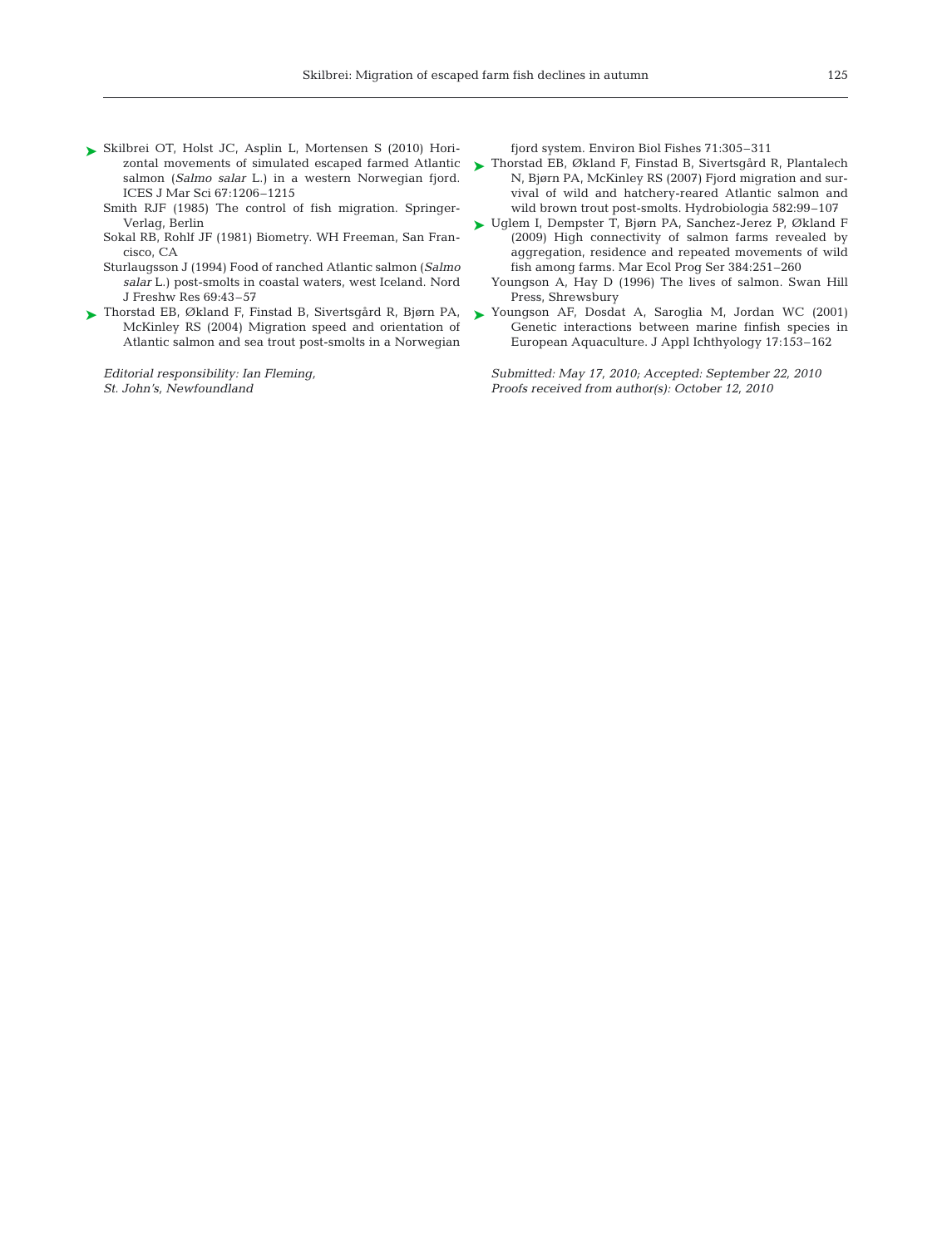Skilbrei OT, Holst JC, Asplin L, Mortensen S (2010) Horizontal movements of simulated escaped farmed Atlantic salmon (*Salmo salar* L.) in a western Norwegian fjord. ICES J Mar Sci 67:1206–1215

Smith RJF (1985) The control of fish migration. Springer-Verlag, Berlin

Sokal RB, Rohlf JF (1981) Biometry. WH Freeman, San Francisco, CA

Sturlaugsson J (1994) Food of ranched Atlantic salmon (*Salmo salar* L.) post-smolts in coastal waters, west Iceland. Nord J Freshw Res 69:43–57

Thorstad EB, Økland F, Finstad B, Sivertsgård R, Bjørn PA, McKinley RS (2004) Migration speed and orientation of Atlantic salmon and sea trout post-smolts in a Norwegian fjord system. Environ Biol Fishes 71:305–311

Thorstad EB, Økland F, Finstad B, Sivertsgård R, Plantalech N, Bjørn PA, McKinley RS (2007) Fjord migration and survival of wild and hatchery-reared Atlantic salmon and wild brown trout post-smolts. Hydrobiologia 582:99–107

Uglem I, Dempster T, Bjørn PA, Sanchez-Jerez P, Økland F (2009) High connectivity of salmon farms revealed by aggregation, residence and repeated movements of wild fish among farms. Mar Ecol Prog Ser 384:251–260

Youngson A, Hay D (1996) The lives of salmon. Swan Hill Press, Shrewsbury

Youngson AF, Dosdat A, Saroglia M, Jordan WC (2001) Genetic interactions between marine finfish species in European Aquaculture. J Appl Ichthyology 17:153–162

*Editorial responsibility: Ian Fleming, St. John's, Newfoundland*

*Submitted: May 17, 2010; Accepted: September 22, 2010*
*Proofs received from author(s): October 12, 2010*